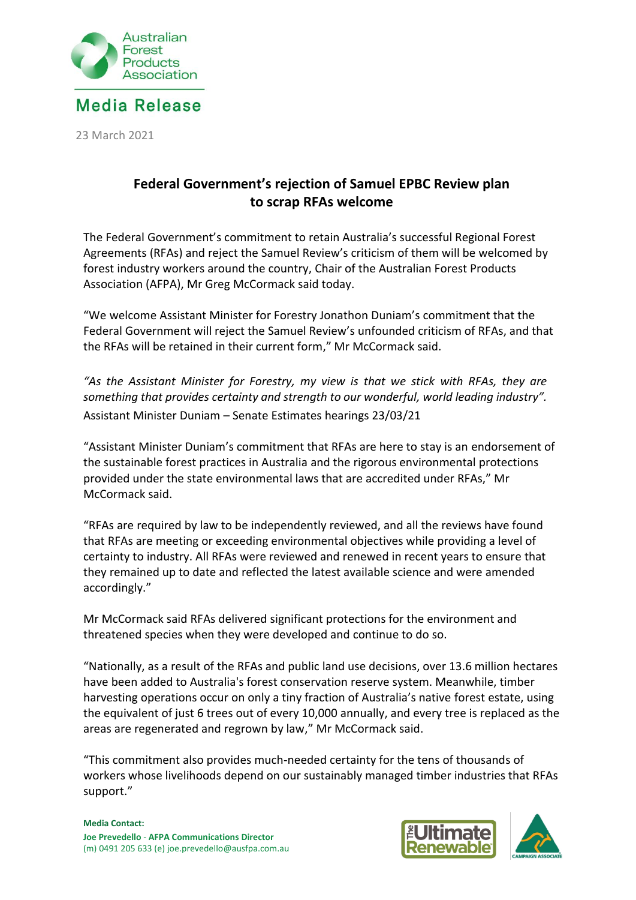Australian Forest Products Association

# Media Release

23 March 2021

## Federal Government's rejection of Samuel EPBC Review plan to scrap RFAs welcome

The Federal Government's commitment to retain Australia's successful Regional Forest Agreements (RFAs) and reject the Samuel Review's criticism of them will be welcomed by forest industry workers around the country, Chair of the Australian Forest Products Association (AFPA), Mr Greg McCormack said today.

"We welcome Assistant Minister for Forestry Jonathon Duniam's commitment that the Federal Government will reject the Samuel Review's unfounded criticism of RFAs, and that the RFAs will be retained in their current form," Mr McCormack said.

*"As the Assistant Minister for Forestry, my view is that we stick with RFAs, they are something that provides certainty and strength to our wonderful, world leading industry".*
Assistant Minister Duniam – Senate Estimates hearings 23/03/21

"Assistant Minister Duniam's commitment that RFAs are here to stay is an endorsement of the sustainable forest practices in Australia and the rigorous environmental protections provided under the state environmental laws that are accredited under RFAs," Mr McCormack said.

"RFAs are required by law to be independently reviewed, and all the reviews have found that RFAs are meeting or exceeding environmental objectives while providing a level of certainty to industry. All RFAs were reviewed and renewed in recent years to ensure that they remained up to date and reflected the latest available science and were amended accordingly."

Mr McCormack said RFAs delivered significant protections for the environment and threatened species when they were developed and continue to do so.

"Nationally, as a result of the RFAs and public land use decisions, over 13.6 million hectares have been added to Australia's forest conservation reserve system. Meanwhile, timber harvesting operations occur on only a tiny fraction of Australia's native forest estate, using the equivalent of just 6 trees out of every 10,000 annually, and every tree is replaced as the areas are regenerated and regrown by law," Mr McCormack said.

"This commitment also provides much-needed certainty for the tens of thousands of workers whose livelihoods depend on our sustainably managed timber industries that RFAs support."

**Media Contact:**
**Joe Prevedello - AFPA Communications Director**
(m) 0491 205 633 (e) joe.prevedello@ausfpa.com.au

The Ultimate Renewable

CAMPAIGN ASSOCIATE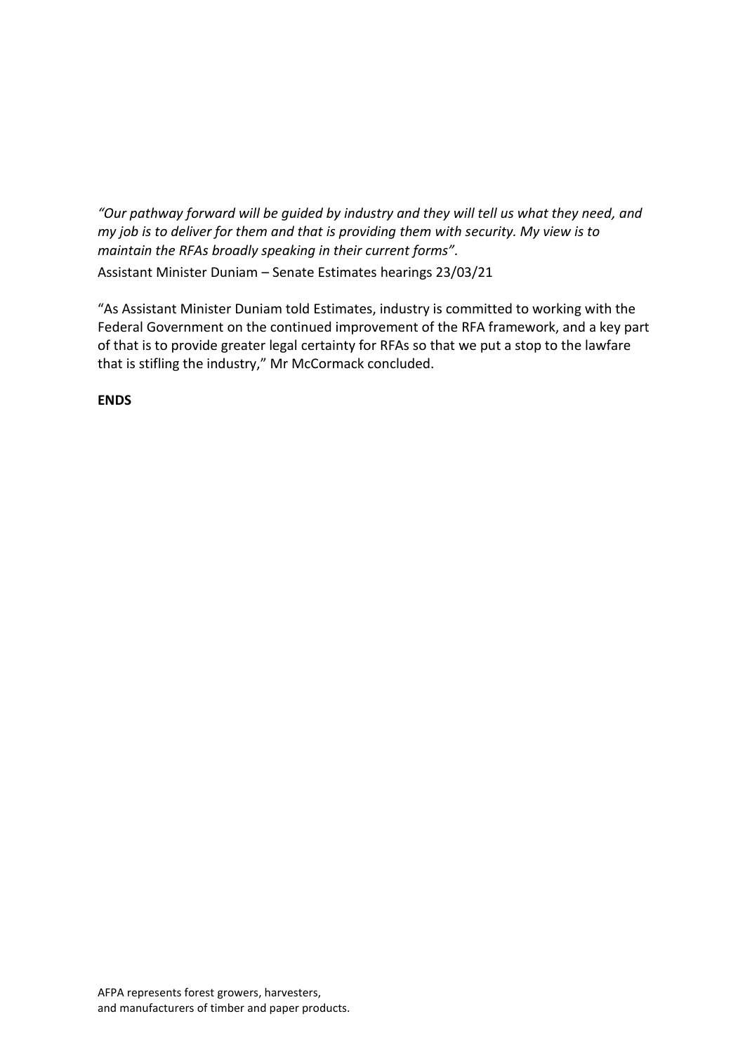*"Our pathway forward will be guided by industry and they will tell us what they need, and my job is to deliver for them and that is providing them with security. My view is to maintain the RFAs broadly speaking in their current forms".*

Assistant Minister Duniam – Senate Estimates hearings 23/03/21

"As Assistant Minister Duniam told Estimates, industry is committed to working with the Federal Government on the continued improvement of the RFA framework, and a key part of that is to provide greater legal certainty for RFAs so that we put a stop to the lawfare that is stifling the industry," Mr McCormack concluded.

**ENDS**

AFPA represents forest growers, harvesters, and manufacturers of timber and paper products.